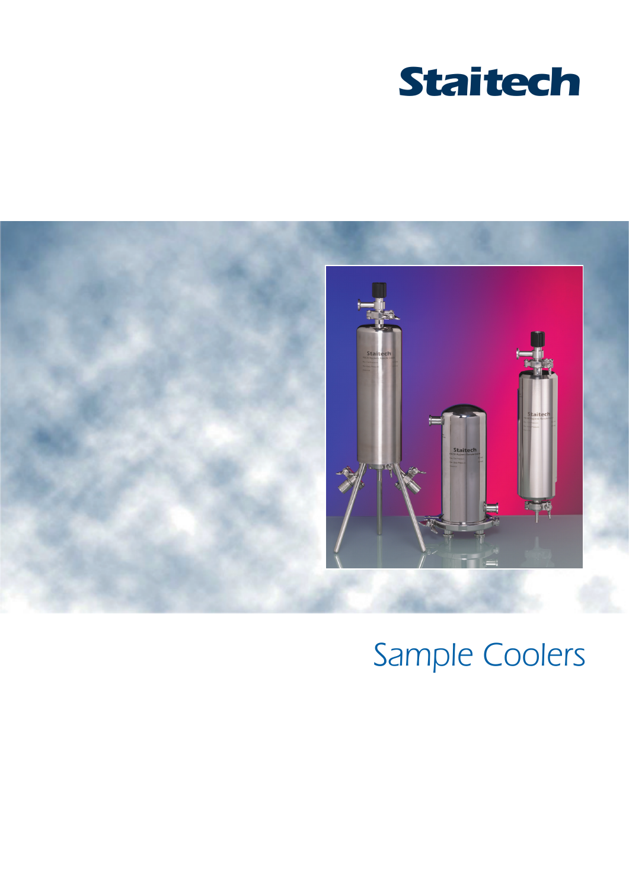# Staitech

# Sample Coolers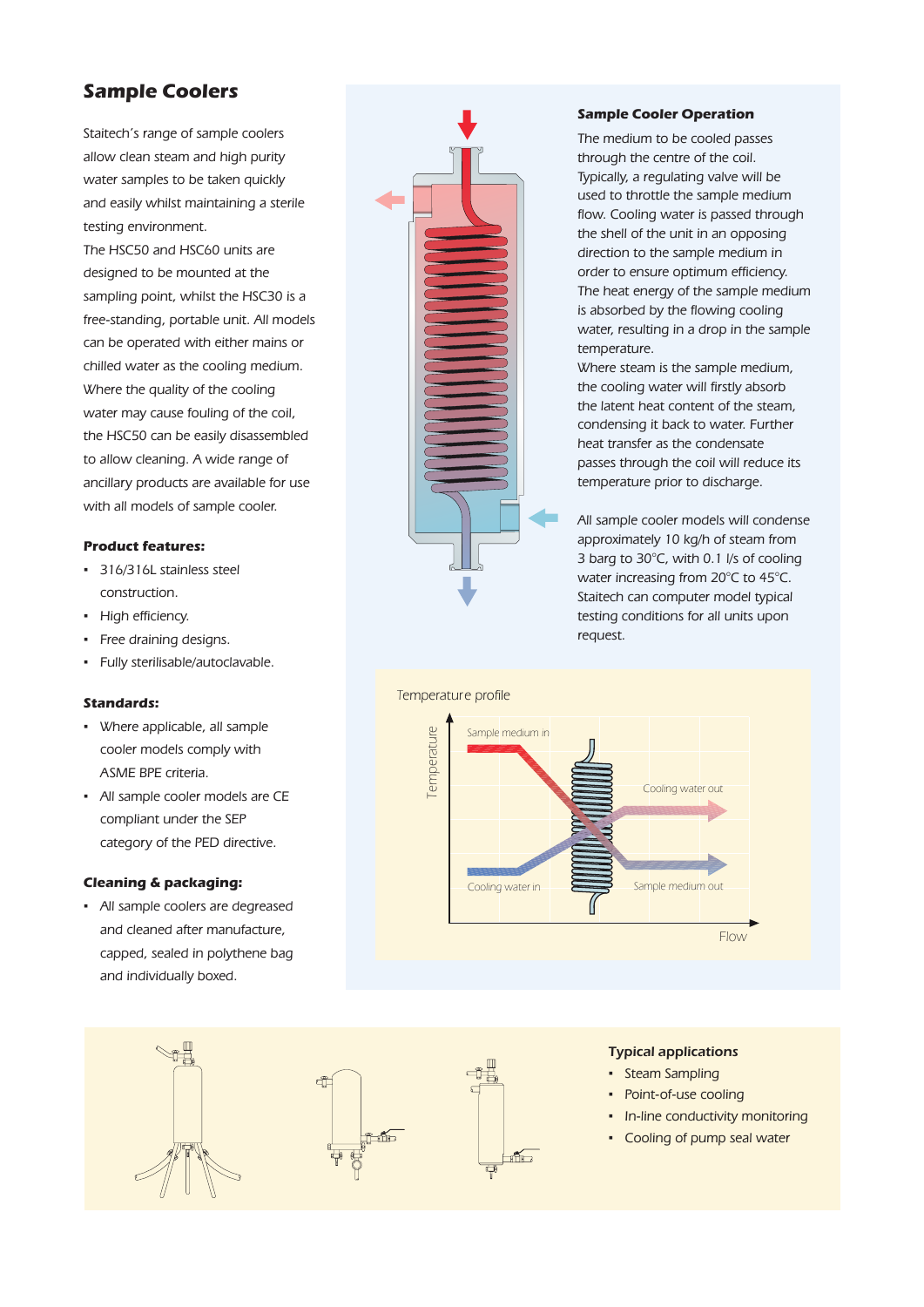## Sample Coolers

Staitech's range of sample coolers allow clean steam and high purity water samples to be taken quickly and easily whilst maintaining a sterile testing environment.

The HSC50 and HSC60 units are designed to be mounted at the sampling point, whilst the HSC30 is a free-standing, portable unit. All models can be operated with either mains or chilled water as the cooling medium.

Where the quality of the cooling water may cause fouling of the coil, the HSC50 can be easily disassembled to allow cleaning. A wide range of ancillary products are available for use with all models of sample cooler.

### Product features:

- 316/316L stainless steel construction.
- High efficiency.
- Free draining designs.
- Fully sterilisable/autoclavable.

### Standards:

- Where applicable, all sample cooler models comply with ASME BPE criteria.
- All sample cooler models are CE compliant under the SEP category of the PED directive.

### Cleaning & packaging:

- All sample coolers are degreased and cleaned after manufacture, capped, sealed in polythene bag and individually boxed.

### Sample Cooler Operation

The medium to be cooled passes through the centre of the coil. Typically, a regulating valve will be used to throttle the sample medium flow. Cooling water is passed through the shell of the unit in an opposing direction to the sample medium in order to ensure optimum efficiency. The heat energy of the sample medium is absorbed by the flowing cooling water, resulting in a drop in the sample temperature.

Where steam is the sample medium, the cooling water will firstly absorb the latent heat content of the steam, condensing it back to water. Further heat transfer as the condensate passes through the coil will reduce its temperature prior to discharge.

All sample cooler models will condense approximately 10 kg/h of steam from 3 barg to 30°C, with 0.1 l/s of cooling water increasing from 20°C to 45°C. Staitech can computer model typical testing conditions for all units upon request.

Temperature profile

### Typical applications

- Steam Sampling
- Point-of-use cooling
- In-line conductivity monitoring
- Cooling of pump seal water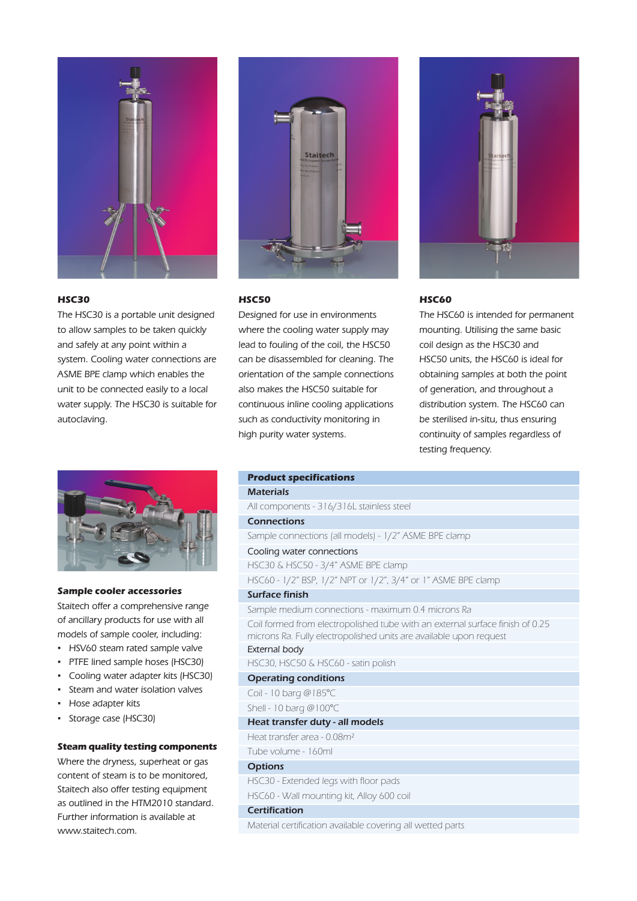### HSC30

The HSC30 is a portable unit designed to allow samples to be taken quickly and safely at any point within a system. Cooling water connections are ASME BPE clamp which enables the unit to be connected easily to a local water supply. The HSC30 is suitable for autoclaving.

### HSC50

Designed for use in environments where the cooling water supply may lead to fouling of the coil, the HSC50 can be disassembled for cleaning. The orientation of the sample connections also makes the HSC50 suitable for continuous inline cooling applications such as conductivity monitoring in high purity water systems.

### HSC60

The HSC60 is intended for permanent mounting. Utilising the same basic coil design as the HSC30 and HSC50 units, the HSC60 is ideal for obtaining samples at both the point of generation, and throughout a distribution system. The HSC60 can be sterilised in-situ, thus ensuring continuity of samples regardless of testing frequency.

### Sample cooler accessories

Staitech offer a comprehensive range of ancillary products for use with all models of sample cooler, including:

- HSV60 steam rated sample valve
- PTFE lined sample hoses (HSC30)
- Cooling water adapter kits (HSC30)
- Steam and water isolation valves
- Hose adapter kits
- Storage case (HSC30)

### Steam quality testing components

Where the dryness, superheat or gas content of steam is to be monitored, Staitech also offer testing equipment as outlined in the HTM2010 standard. Further information is available at www.staitech.com.

| **Product specifications** |
|---|
| **Materials** |
| All components - 316/316L stainless steel |
| **Connections** |
| Sample connections (all models) - 1/2" ASME BPE clamp |
| Cooling water connections |
| HSC30 & HSC50 - 3/4" ASME BPE clamp |
| HSC60 - 1/2" BSP, 1/2" NPT or 1/2", 3/4" or 1" ASME BPE clamp |
| **Surface finish** |
| Sample medium connections - maximum 0.4 microns Ra |
| Coil formed from electropolished tube with an external surface finish of 0.25 microns Ra. Fully electropolished units are available upon request |
| External body |
| HSC30, HSC50 & HSC60 - satin polish |
| **Operating conditions** |
| Coil - 10 barg @185°C |
| Shell - 10 barg @100°C |
| **Heat transfer duty - all models** |
| Heat transfer area - 0.08m² |
| Tube volume - 160ml |
| **Options** |
| HSC30 - Extended legs with floor pads |
| HSC60 - Wall mounting kit, Alloy 600 coil |
| **Certification** |
| Material certification available covering all wetted parts |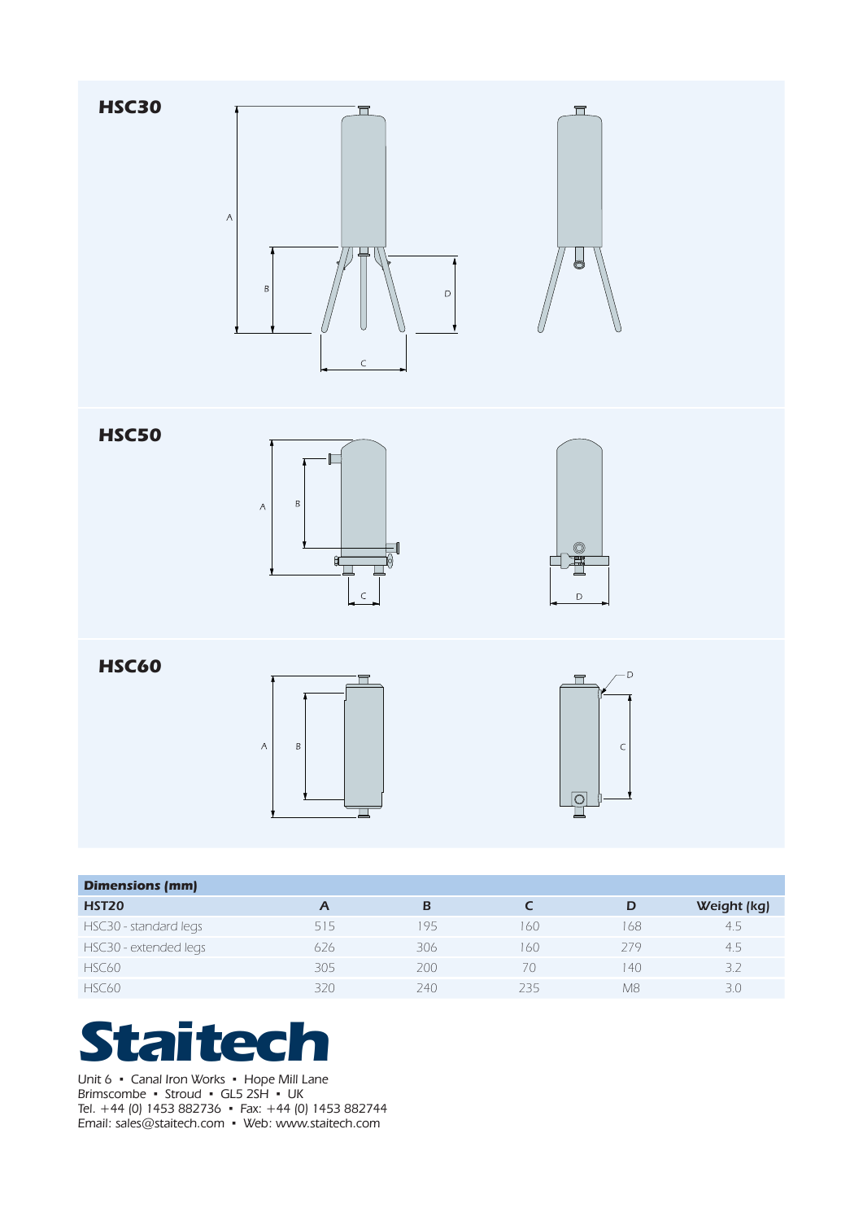## HSC30

A

B

D

C

## HSC50

A

B

C

D

## HSC60

A

B

D

C

| Dimensions (mm) | | | | | |
|---|---|---|---|---|---|
| **HST20** | **A** | **B** | **C** | **D** | **Weight (kg)** |
| HSC30 - standard legs | 515 | 195 | 160 | 168 | 4.5 |
| HSC30 - extended legs | 626 | 306 | 160 | 279 | 4.5 |
| HSC60 | 305 | 200 | 70 | 140 | 3.2 |
| HSC60 | 320 | 240 | 235 | M8 | 3.0 |

**Staitech**

Unit 6 • Canal Iron Works • Hope Mill Lane
Brimscombe • Stroud • GL5 2SH • UK
Tel. +44 (0) 1453 882736 • Fax: +44 (0) 1453 882744
Email: sales@staitech.com • Web: www.staitech.com